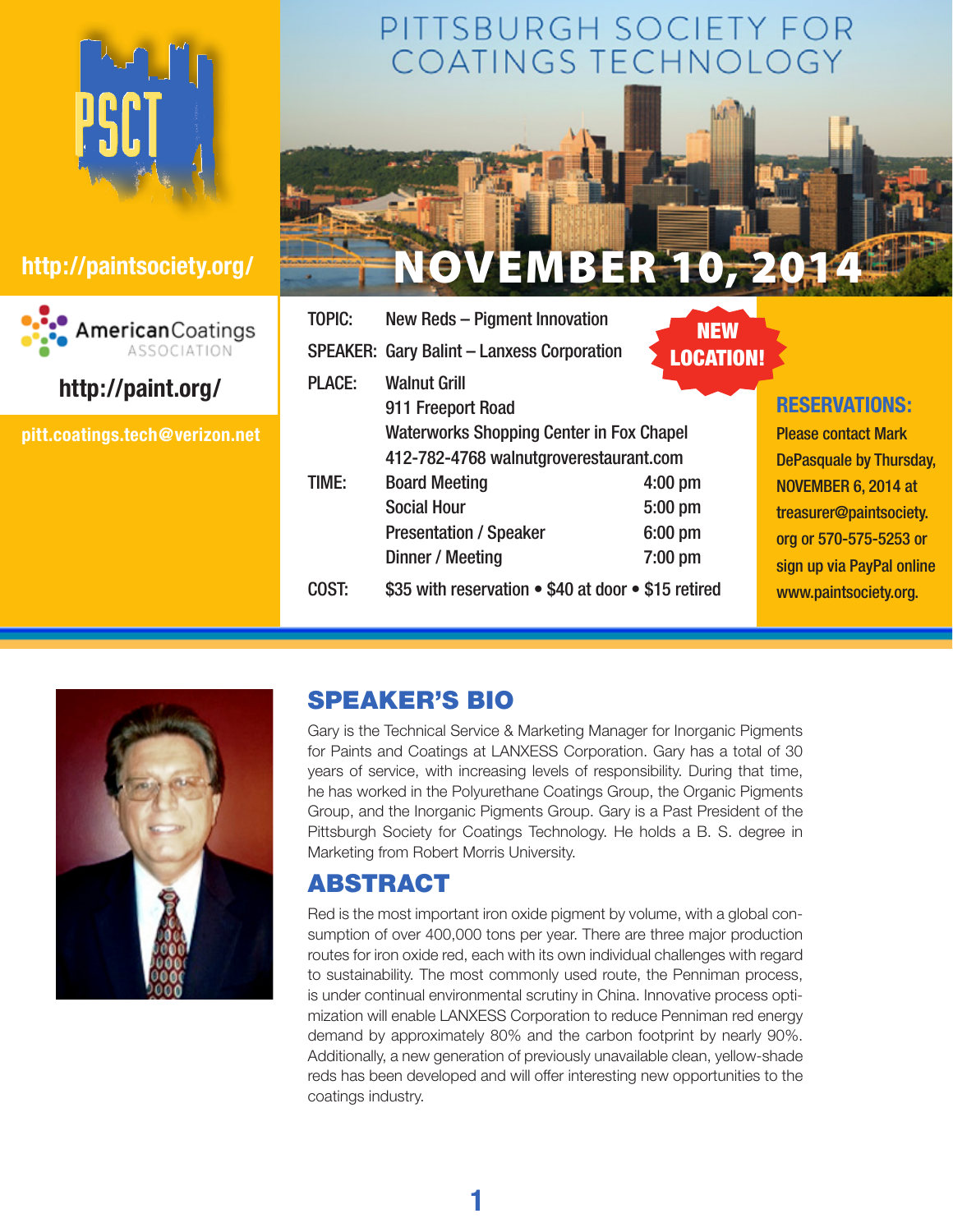# PITTSBURGH SOCIETY FOR COATINGS TECHNOLOGY

PSCT

http://paintsociety.org/

American Coatings ASSOCIATION

http://paint.org/

pitt.coatings.tech@verizon.net

## NOVEMBER 10, 2014

**TOPIC:** New Reds – Pigment Innovation

**SPEAKER:** Gary Balint – Lanxess Corporation

**NEW LOCATION!**

**PLACE:** Walnut Grill
911 Freeport Road
Waterworks Shopping Center in Fox Chapel
412-782-4768 walnutgroverestaurant.com

**TIME:**

| | |
|---|---|
| Board Meeting | 4:00 pm |
| Social Hour | 5:00 pm |
| Presentation / Speaker | 6:00 pm |
| Dinner / Meeting | 7:00 pm |

**COST:** $35 with reservation • $40 at door • $15 retired

### RESERVATIONS:

Please contact Mark DePasquale by Thursday, NOVEMBER 6, 2014 at treasurer@paintsociety.org or 570-575-5253 or sign up via PayPal online www.paintsociety.org.

## SPEAKER'S BIO

Gary is the Technical Service & Marketing Manager for Inorganic Pigments for Paints and Coatings at LANXESS Corporation. Gary has a total of 30 years of service, with increasing levels of responsibility. During that time, he has worked in the Polyurethane Coatings Group, the Organic Pigments Group, and the Inorganic Pigments Group. Gary is a Past President of the Pittsburgh Society for Coatings Technology. He holds a B. S. degree in Marketing from Robert Morris University.

## ABSTRACT

Red is the most important iron oxide pigment by volume, with a global consumption of over 400,000 tons per year. There are three major production routes for iron oxide red, each with its own individual challenges with regard to sustainability. The most commonly used route, the Penniman process, is under continual environmental scrutiny in China. Innovative process optimization will enable LANXESS Corporation to reduce Penniman red energy demand by approximately 80% and the carbon footprint by nearly 90%. Additionally, a new generation of previously unavailable clean, yellow-shade reds has been developed and will offer interesting new opportunities to the coatings industry.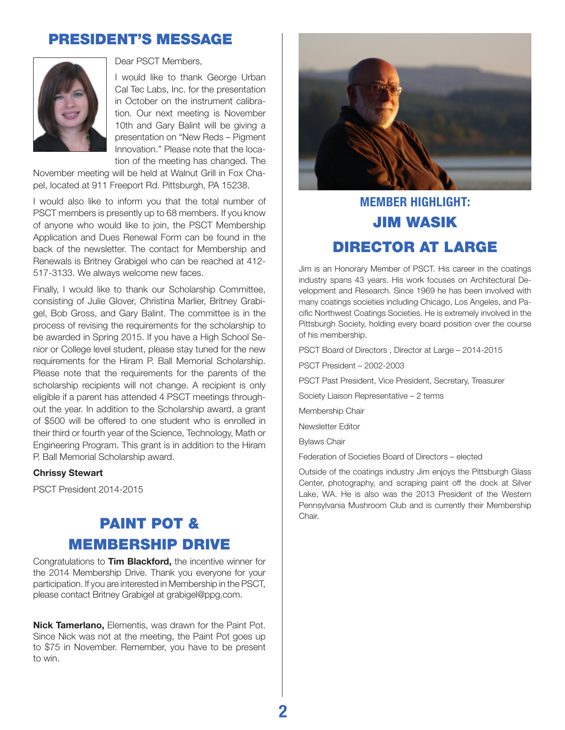## PRESIDENT'S MESSAGE

Dear PSCT Members,

I would like to thank George Urban Cal Tec Labs, Inc. for the presentation in October on the instrument calibration. Our next meeting is November 10th and Gary Balint will be giving a presentation on "New Reds – Pigment Innovation." Please note that the location of the meeting has changed. The November meeting will be held at Walnut Grill in Fox Chapel, located at 911 Freeport Rd. Pittsburgh, PA 15238.

I would also like to inform you that the total number of PSCT members is presently up to 68 members. If you know of anyone who would like to join, the PSCT Membership Application and Dues Renewal Form can be found in the back of the newsletter. The contact for Membership and Renewals is Britney Grabigel who can be reached at 412-517-3133. We always welcome new faces.

Finally, I would like to thank our Scholarship Committee, consisting of Julie Glover, Christina Marlier, Britney Grabigel, Bob Gross, and Gary Balint. The committee is in the process of revising the requirements for the scholarship to be awarded in Spring 2015. If you have a High School Senior or College level student, please stay tuned for the new requirements for the Hiram P. Ball Memorial Scholarship. Please note that the requirements for the parents of the scholarship recipients will not change. A recipient is only eligible if a parent has attended 4 PSCT meetings throughout the year. In addition to the Scholarship award, a grant of $500 will be offered to one student who is enrolled in their third or fourth year of the Science, Technology, Math or Engineering Program. This grant is in addition to the Hiram P. Ball Memorial Scholarship award.

**Chrissy Stewart**

PSCT President 2014-2015

## PAINT POT & MEMBERSHIP DRIVE

Congratulations to **Tim Blackford,** the incentive winner for the 2014 Membership Drive. Thank you everyone for your participation. If you are interested in Membership in the PSCT, please contact Britney Grabigel at grabigel@ppg.com.

**Nick Tamerlano,** Elementis, was drawn for the Paint Pot. Since Nick was not at the meeting, the Paint Pot goes up to $75 in November. Remember, you have to be present to win.

## MEMBER HIGHLIGHT: JIM WASIK DIRECTOR AT LARGE

Jim is an Honorary Member of PSCT. His career in the coatings industry spans 43 years. His work focuses on Architectural Development and Research. Since 1969 he has been involved with many coatings societies including Chicago, Los Angeles, and Pacific Northwest Coatings Societies. He is extremely involved in the Pittsburgh Society, holding every board position over the course of his membership.

PSCT Board of Directors , Director at Large – 2014-2015

PSCT President – 2002-2003

PSCT Past President, Vice President, Secretary, Treasurer

Society Liaison Representative – 2 terms

Membership Chair

Newsletter Editor

Bylaws Chair

Federation of Societies Board of Directors – elected

Outside of the coatings industry Jim enjoys the Pittsburgh Glass Center, photography, and scraping paint off the dock at Silver Lake, WA. He is also was the 2013 President of the Western Pennsylvania Mushroom Club and is currently their Membership Chair.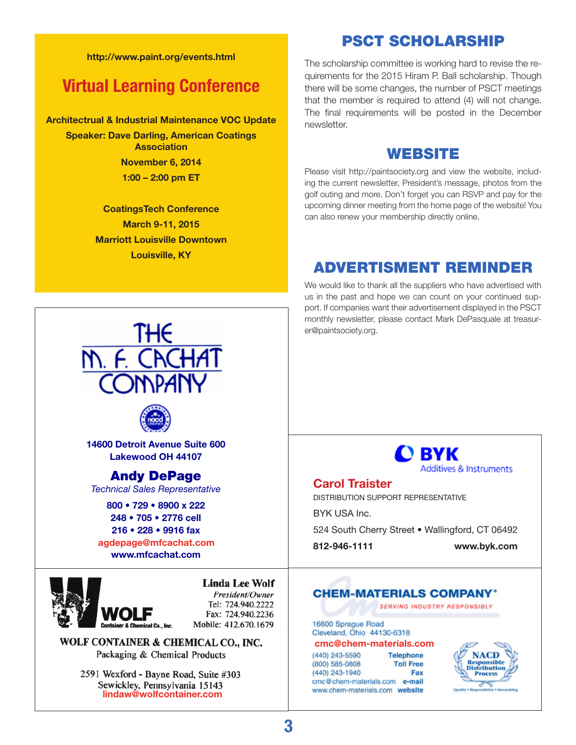http://www.paint.org/events.html

## Virtual Learning Conference

**Architectrual & Industrial Maintenance VOC Update**

**Speaker: Dave Darling, American Coatings Association**

**November 6, 2014**

**1:00 – 2:00 pm ET**

**CoatingsTech Conference**

**March 9-11, 2015**

**Marriott Louisville Downtown**

**Louisville, KY**

## PSCT SCHOLARSHIP

The scholarship committee is working hard to revise the requirements for the 2015 Hiram P. Ball scholarship. Though there will be some changes, the number of PSCT meetings that the member is required to attend (4) will not change. The final requirements will be posted in the December newsletter.

## WEBSITE

Please visit http://paintsociety.org and view the website, including the current newsletter, President's message, photos from the golf outing and more. Don't forget you can RSVP and pay for the upcoming dinner meeting from the home page of the website! You can also renew your membership directly online.

## ADVERTISMENT REMINDER

We would like to thank all the suppliers who have advertised with us in the past and hope we can count on your continued support. If companies want their advertisement displayed in the PSCT monthly newsletter, please contact Mark DePasquale at treasurer@paintsociety.org.

---

**THE M. F. CACHAT COMPANY**

14600 Detroit Avenue Suite 600
Lakewood OH 44107

**Andy DePage**
*Technical Sales Representative*

800 • 729 • 8900 x 222
248 • 705 • 2776 cell
216 • 228 • 9916 fax
agdepage@mfcachat.com
www.mfcachat.com

---

**BYK** Additives & Instruments

**Carol Traister**
DISTRIBUTION SUPPORT REPRESENTATIVE
BYK USA Inc.
524 South Cherry Street • Wallingford, CT 06492
**812-946-1111** **www.byk.com**

---

**WOLF** Container & Chemical Co., Inc.

**Linda Lee Wolf**
*President/Owner*
Tel: 724.940.2222
Fax: 724.940.2236
Mobile: 412.670.1679

**WOLF CONTAINER & CHEMICAL CO., INC.**
Packaging & Chemical Products

2591 Wexford - Bayne Road, Suite #303
Sewickley, Pennsylvania 15143
lindaw@wolfcontainer.com

---

**CHEM-MATERIALS COMPANY**
SERVING INDUSTRY RESPONSIBLY

16600 Sprague Road
Cleveland, Ohio 44130-6318
cmc@chem-materials.com

(440) 243-5590 Telephone
(800) 585-0808 Toll Free
(440) 243-1940 Fax
cmc@chem-materials.com e-mail
www.chem-materials.com website

NACD Responsible Distribution Process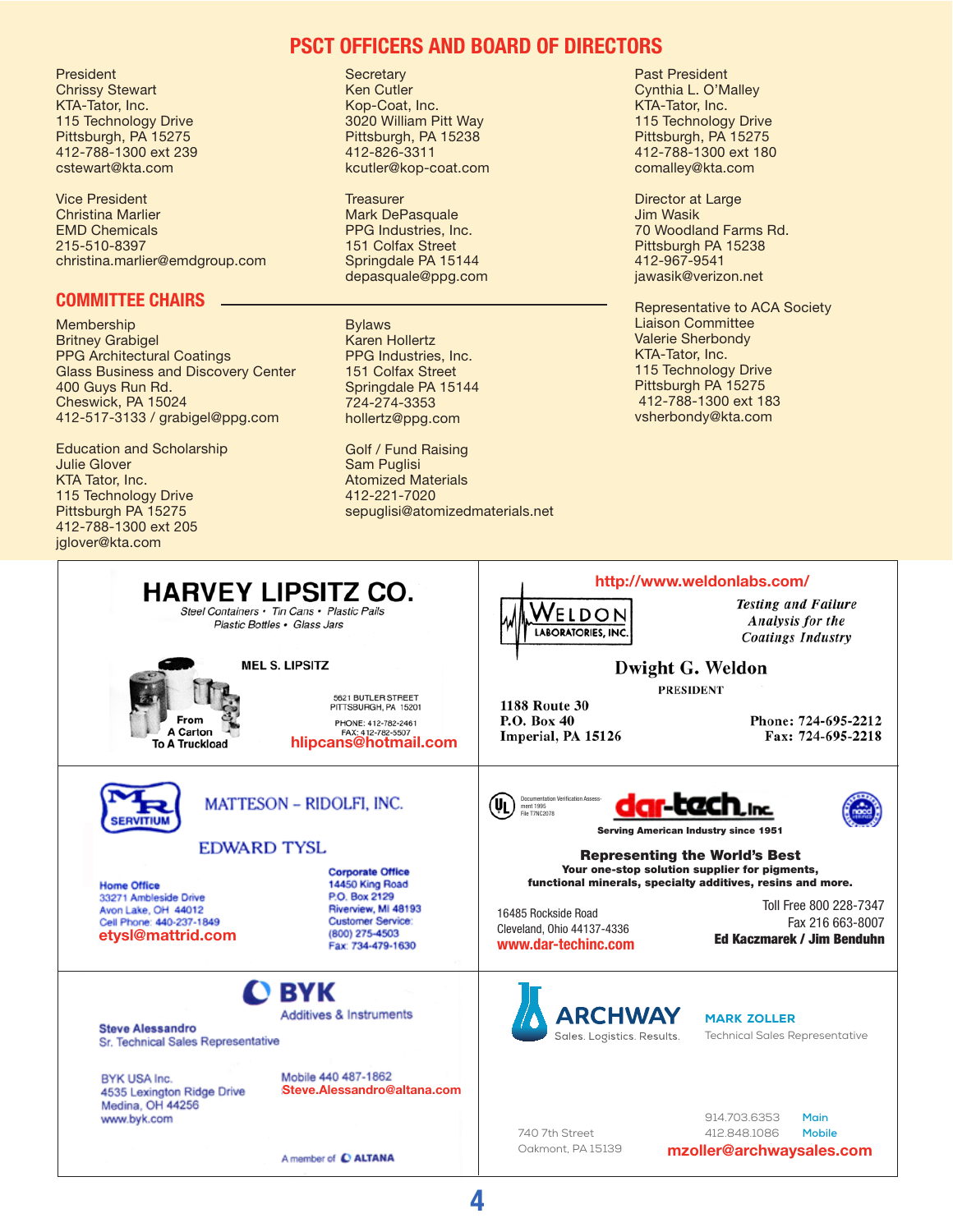# PSCT OFFICERS AND BOARD OF DIRECTORS

President
Chrissy Stewart
KTA-Tator, Inc.
115 Technology Drive
Pittsburgh, PA 15275
412-788-1300 ext 239
cstewart@kta.com

Vice President
Christina Marlier
EMD Chemicals
215-510-8397
christina.marlier@emdgroup.com

Secretary
Ken Cutler
Kop-Coat, Inc.
3020 William Pitt Way
Pittsburgh, PA 15238
412-826-3311
kcutler@kop-coat.com

Treasurer
Mark DePasquale
PPG Industries, Inc.
151 Colfax Street
Springdale PA 15144
depasquale@ppg.com

Past President
Cynthia L. O'Malley
KTA-Tator, Inc.
115 Technology Drive
Pittsburgh, PA 15275
412-788-1300 ext 180
comalley@kta.com

Director at Large
Jim Wasik
70 Woodland Farms Rd.
Pittsburgh PA 15238
412-967-9541
jawasik@verizon.net

## COMMITTEE CHAIRS

Membership
Britney Grabigel
PPG Architectural Coatings
Glass Business and Discovery Center
400 Guys Run Rd.
Cheswick, PA 15024
412-517-3133 / grabigel@ppg.com

Education and Scholarship
Julie Glover
KTA Tator, Inc.
115 Technology Drive
Pittsburgh PA 15275
412-788-1300 ext 205
jglover@kta.com

Bylaws
Karen Hollertz
PPG Industries, Inc.
151 Colfax Street
Springdale PA 15144
724-274-3353
hollertz@ppg.com

Golf / Fund Raising
Sam Puglisi
Atomized Materials
412-221-7020
sepuglisi@atomizedmaterials.net

Representative to ACA Society Liaison Committee
Valerie Sherbondy
KTA-Tator, Inc.
115 Technology Drive
Pittsburgh PA 15275
412-788-1300 ext 183
vsherbondy@kta.com

---

**HARVEY LIPSITZ CO.**
Steel Containers • Tin Cans • Plastic Pails
Plastic Bottles • Glass Jars

MEL S. LIPSITZ

From A Carton To A Truckload

5621 BUTLER STREET
PITTSBURGH, PA 15201
PHONE: 412-782-2461
FAX: 412-782-5507
hlipcans@hotmail.com

---

http://www.weldonlabs.com/

**WELDON LABORATORIES, INC.**

*Testing and Failure Analysis for the Coatings Industry*

**Dwight G. Weldon**
PRESIDENT

1188 Route 30
P.O. Box 40
Imperial, PA 15126

Phone: 724-695-2212
Fax: 724-695-2218

---

MR SERVITIUM

MATTESON – RIDOLFI, INC.

EDWARD TYSL

Home Office
33271 Ambleside Drive
Avon Lake, OH 44012
Cell Phone: 440-237-1849
etysl@mattrid.com

Corporate Office
14450 King Road
P.O. Box 2129
Riverview, MI 48193
Customer Service:
(800) 275-4503
Fax: 734-479-1630

---

Documentation Verification Assessment 1995 File T7NC2078

**dar-tech Inc.**
Serving American Industry since 1951

**Representing the World's Best**
**Your one-stop solution supplier for pigments, functional minerals, specialty additives, resins and more.**

16485 Rockside Road
Cleveland, Ohio 44137-4336
www.dar-techinc.com

Toll Free 800 228-7347
Fax 216 663-8007
**Ed Kaczmarek / Jim Benduhn**

---

**BYK**
Additives & Instruments

Steve Alessandro
Sr. Technical Sales Representative

BYK USA Inc.
4535 Lexington Ridge Drive
Medina, OH 44256
www.byk.com

Mobile 440 487-1862
Steve.Alessandro@altana.com

A member of ALTANA

---

**ARCHWAY**
Sales. Logistics. Results.

MARK ZOLLER
Technical Sales Representative

740 7th Street
Oakmont, PA 15139

914.703.6353 Main
412.848.1086 Mobile
mzoller@archwaysales.com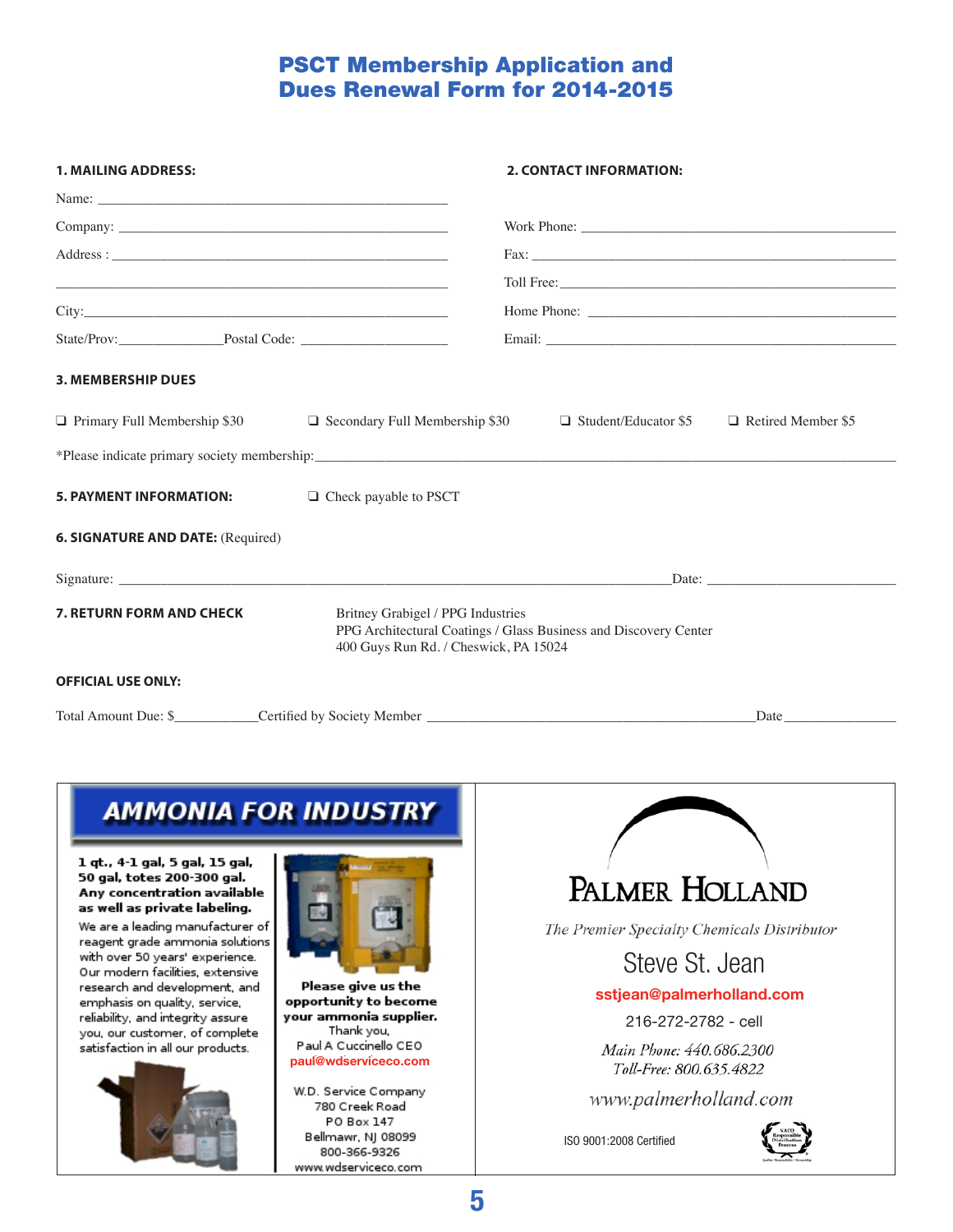# PSCT Membership Application and Dues Renewal Form for 2014-2015

**1. MAILING ADDRESS:**

Name: ____________________________________________

Company: ____________________________________________

Address : ____________________________________________

____________________________________________

City: ____________________________________________

State/Prov: _______________ Postal Code: ____________________

**2. CONTACT INFORMATION:**

Work Phone: ____________________________________________

Fax: ____________________________________________

Toll Free: ____________________________________________

Home Phone: ____________________________________________

Email: ____________________________________________

**3. MEMBERSHIP DUES**

❑ Primary Full Membership $30 ❑ Secondary Full Membership $30 ❑ Student/Educator $5 ❑ Retired Member $5

*Please indicate primary society membership: ____________________________________________

**5. PAYMENT INFORMATION:** ❑ Check payable to PSCT

**6. SIGNATURE AND DATE:** (Required)

Signature: ____________________________________________ Date: ____________________

**7. RETURN FORM AND CHECK**

Britney Grabigel / PPG Industries
PPG Architectural Coatings / Glass Business and Discovery Center
400 Guys Run Rd. / Cheswick, PA 15024

**OFFICIAL USE ONLY:**

Total Amount Due: $___________ Certified by Society Member ____________________________________________ Date _______________

---

## AMMONIA FOR INDUSTRY

**1 qt., 4-1 gal, 5 gal, 15 gal, 50 gal, totes 200-300 gal. Any concentration available as well as private labeling.**

We are a leading manufacturer of reagent grade ammonia solutions with over 50 years' experience. Our modern facilities, extensive research and development, and emphasis on quality, service, reliability, and integrity assure you, our customer, of complete satisfaction in all our products.

**Please give us the opportunity to become your ammonia supplier.**

Thank you,
Paul A Cuccinello CEO
paul@wdserviceco.com

W.D. Service Company
780 Creek Road
PO Box 147
Bellmawr, NJ 08099
800-366-9326
www.wdserviceco.com

---

**PALMER HOLLAND**

*The Premier Specialty Chemicals Distributor*

Steve St. Jean

sstjean@palmerholland.com

216-272-2782 - cell

*Main Phone: 440.686.2300*
*Toll-Free: 800.635.4822*

*www.palmerholland.com*

ISO 9001:2008 Certified